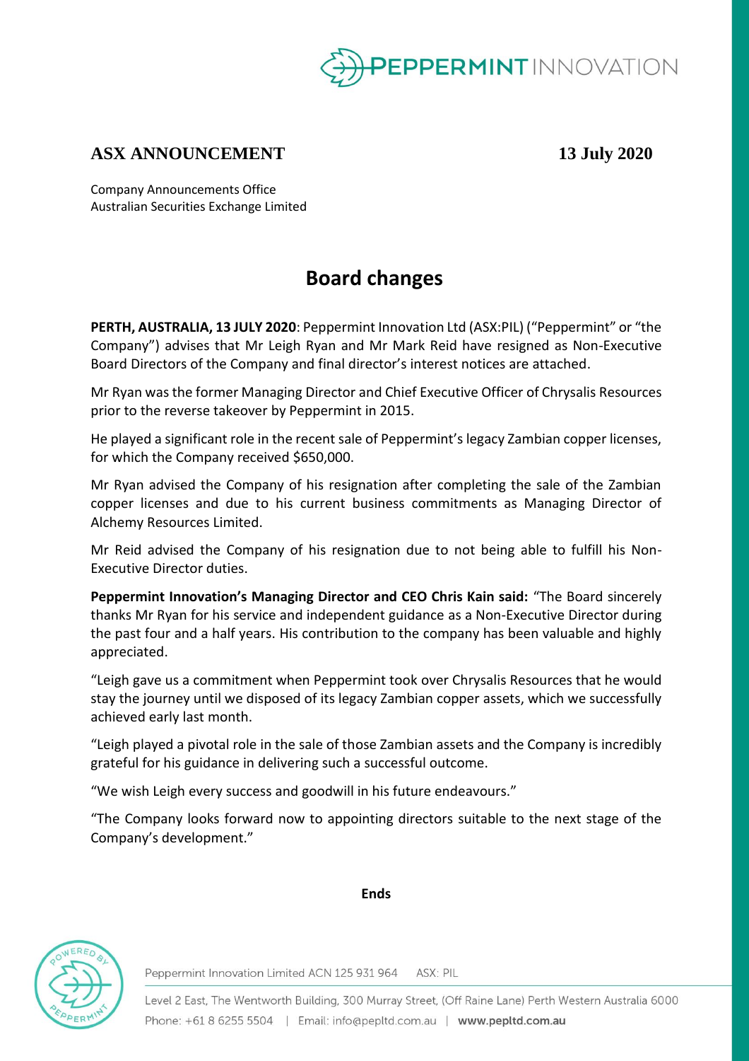**ASX ANNOUNCEMENT** **13 July 2020**

Company Announcements Office
Australian Securities Exchange Limited

# Board changes

**PERTH, AUSTRALIA, 13 JULY 2020**: Peppermint Innovation Ltd (ASX:PIL) ("Peppermint" or "the Company") advises that Mr Leigh Ryan and Mr Mark Reid have resigned as Non-Executive Board Directors of the Company and final director's interest notices are attached.

Mr Ryan was the former Managing Director and Chief Executive Officer of Chrysalis Resources prior to the reverse takeover by Peppermint in 2015.

He played a significant role in the recent sale of Peppermint's legacy Zambian copper licenses, for which the Company received $650,000.

Mr Ryan advised the Company of his resignation after completing the sale of the Zambian copper licenses and due to his current business commitments as Managing Director of Alchemy Resources Limited.

Mr Reid advised the Company of his resignation due to not being able to fulfill his Non-Executive Director duties.

**Peppermint Innovation's Managing Director and CEO Chris Kain said:** "The Board sincerely thanks Mr Ryan for his service and independent guidance as a Non-Executive Director during the past four and a half years. His contribution to the company has been valuable and highly appreciated.

"Leigh gave us a commitment when Peppermint took over Chrysalis Resources that he would stay the journey until we disposed of its legacy Zambian copper assets, which we successfully achieved early last month.

"Leigh played a pivotal role in the sale of those Zambian assets and the Company is incredibly grateful for his guidance in delivering such a successful outcome.

"We wish Leigh every success and goodwill in his future endeavours."

"The Company looks forward now to appointing directors suitable to the next stage of the Company's development."

**Ends**

Peppermint Innovation Limited ACN 125 931 964 ASX: PIL

Level 2 East, The Wentworth Building, 300 Murray Street, (Off Raine Lane) Perth Western Australia 6000
Phone: +61 8 6255 5504 | Email: info@pepltd.com.au | **www.pepltd.com.au**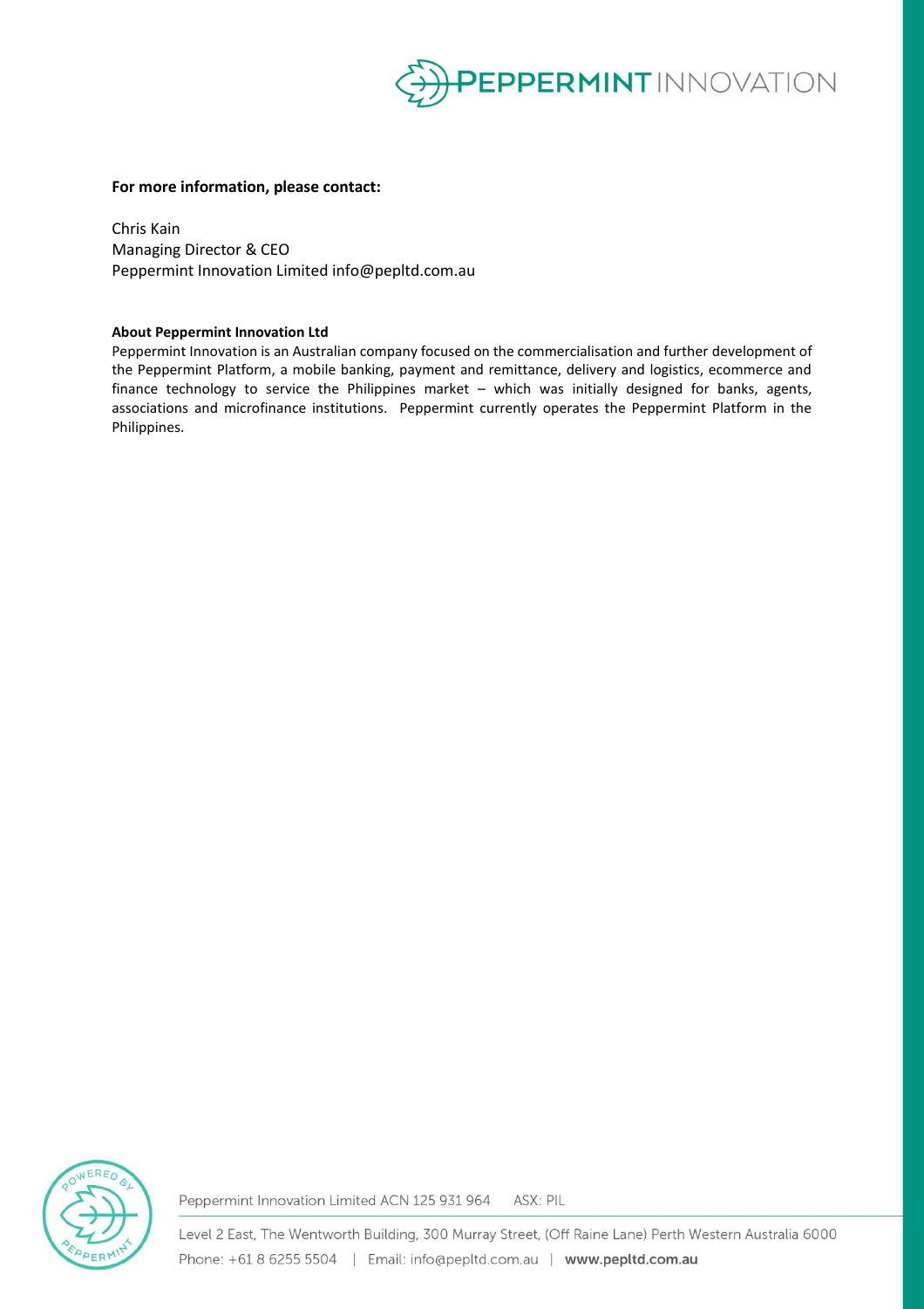**For more information, please contact:**

Chris Kain
Managing Director & CEO
Peppermint Innovation Limited info@pepltd.com.au

**About Peppermint Innovation Ltd**

Peppermint Innovation is an Australian company focused on the commercialisation and further development of the Peppermint Platform, a mobile banking, payment and remittance, delivery and logistics, ecommerce and finance technology to service the Philippines market – which was initially designed for banks, agents, associations and microfinance institutions. Peppermint currently operates the Peppermint Platform in the Philippines.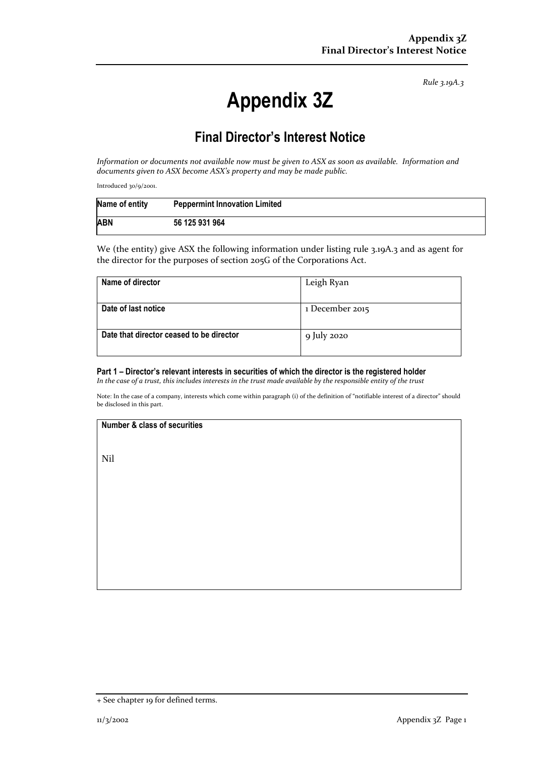*Rule 3.19A.3*

# Appendix 3Z

## Final Director's Interest Notice

*Information or documents not available now must be given to ASX as soon as available. Information and documents given to ASX become ASX's property and may be made public.*

Introduced 30/9/2001.

| Name of entity | Peppermint Innovation Limited |
|---|---|
| ABN | 56 125 931 964 |

We (the entity) give ASX the following information under listing rule 3.19A.3 and as agent for the director for the purposes of section 205G of the Corporations Act.

| Name of director | Leigh Ryan |
|---|---|
| Date of last notice | 1 December 2015 |
| Date that director ceased to be director | 9 July 2020 |

### Part 1 – Director's relevant interests in securities of which the director is the registered holder

*In the case of a trust, this includes interests in the trust made available by the responsible entity of the trust*

Note: In the case of a company, interests which come within paragraph (i) of the definition of "notifiable interest of a director" should be disclosed in this part.

| Number & class of securities |
|---|
| Nil |

+ See chapter 19 for defined terms.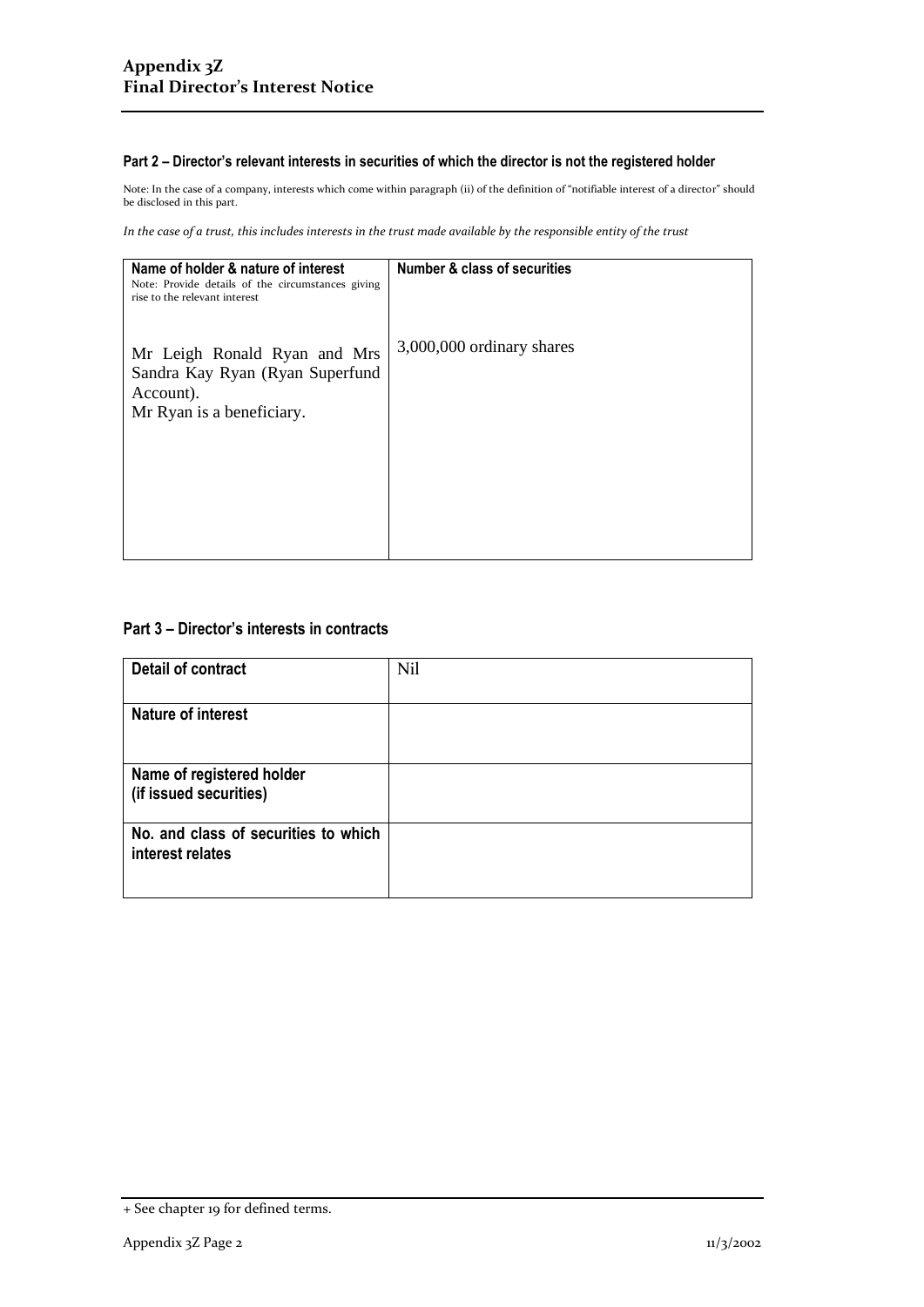## Part 2 – Director's relevant interests in securities of which the director is not the registered holder

Note: In the case of a company, interests which come within paragraph (ii) of the definition of "notifiable interest of a director" should be disclosed in this part.

*In the case of a trust, this includes interests in the trust made available by the responsible entity of the trust*

| **Name of holder & nature of interest**<br>Note: Provide details of the circumstances giving rise to the relevant interest | **Number & class of securities** |
|---|---|
| Mr Leigh Ronald Ryan and Mrs Sandra Kay Ryan (Ryan Superfund Account).<br>Mr Ryan is a beneficiary. | 3,000,000 ordinary shares |

## Part 3 – Director's interests in contracts

| | |
|---|---|
| **Detail of contract** | Nil |
| **Nature of interest** | |
| **Name of registered holder (if issued securities)** | |
| **No. and class of securities to which interest relates** | |

+ See chapter 19 for defined terms.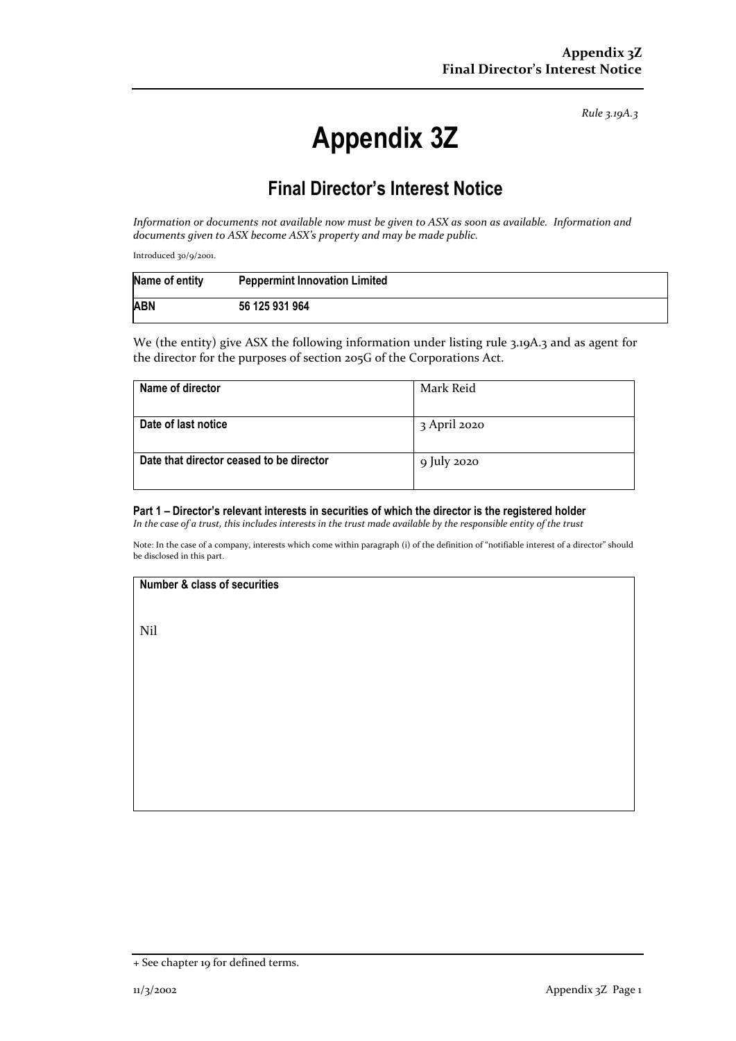*Rule 3.19A.3*

# Appendix 3Z

## Final Director's Interest Notice

*Information or documents not available now must be given to ASX as soon as available. Information and documents given to ASX become ASX's property and may be made public.*

Introduced 30/9/2001.

| Name of entity | Peppermint Innovation Limited |
|---|---|
| ABN | 56 125 931 964 |

We (the entity) give ASX the following information under listing rule 3.19A.3 and as agent for the director for the purposes of section 205G of the Corporations Act.

| Name of director | Mark Reid |
|---|---|
| Date of last notice | 3 April 2020 |
| Date that director ceased to be director | 9 July 2020 |

#### Part 1 – Director's relevant interests in securities of which the director is the registered holder

*In the case of a trust, this includes interests in the trust made available by the responsible entity of the trust*

Note: In the case of a company, interests which come within paragraph (i) of the definition of "notifiable interest of a director" should be disclosed in this part.

| Number & class of securities |
|---|
| Nil |

+ See chapter 19 for defined terms.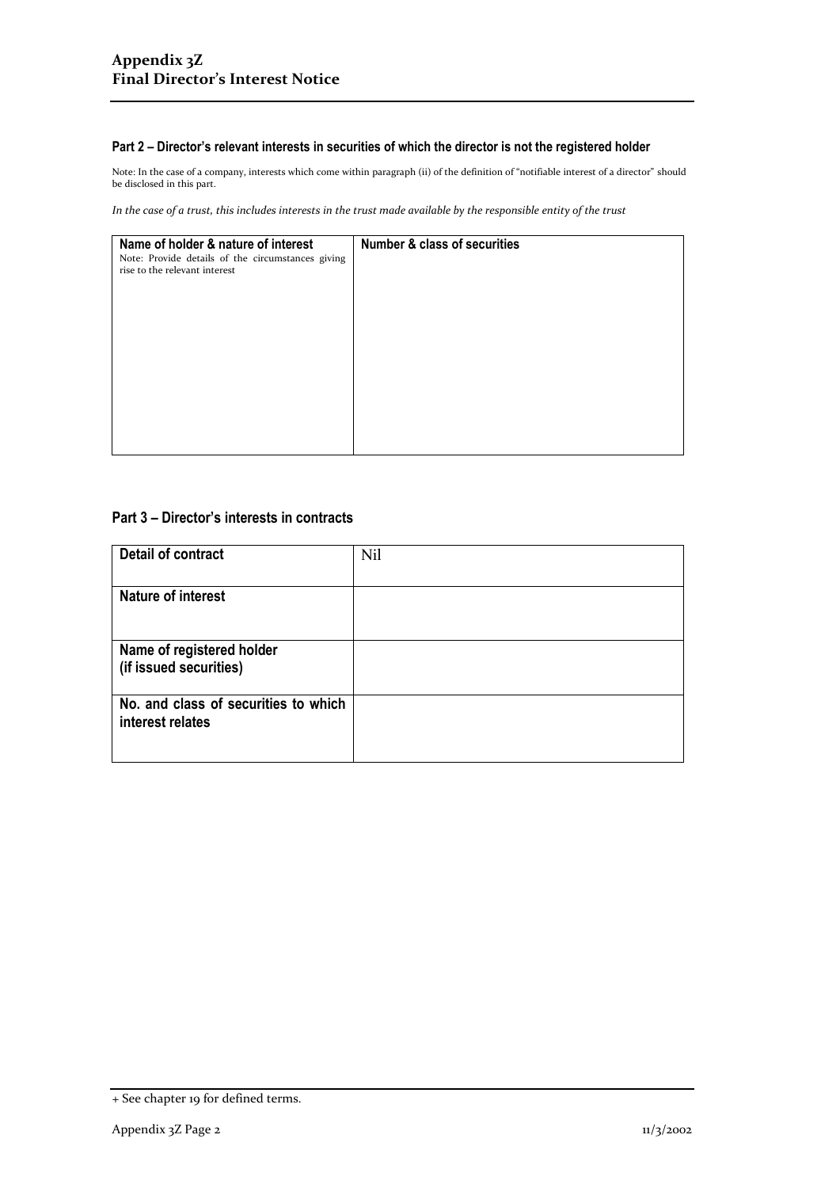## Part 2 – Director's relevant interests in securities of which the director is not the registered holder

Note: In the case of a company, interests which come within paragraph (ii) of the definition of "notifiable interest of a director" should be disclosed in this part.

*In the case of a trust, this includes interests in the trust made available by the responsible entity of the trust*

| Name of holder & nature of interest<br>Note: Provide details of the circumstances giving rise to the relevant interest | Number & class of securities |
|---|---|
| | |

## Part 3 – Director's interests in contracts

| | |
|---|---|
| **Detail of contract** | Nil |
| **Nature of interest** | |
| **Name of registered holder (if issued securities)** | |
| **No. and class of securities to which interest relates** | |

+ See chapter 19 for defined terms.